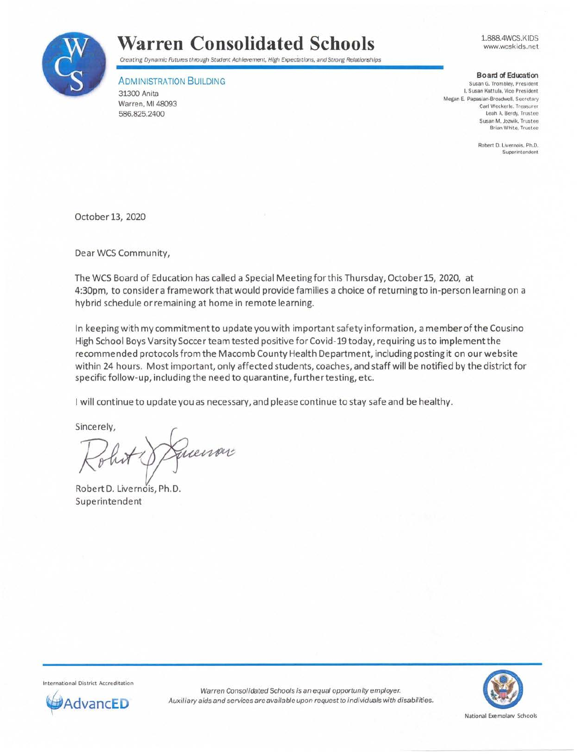# Warren Consolidated Schools

*Creating Dynamic Futures through Student Achievement, High Expectations, and Strong Relationships*

1.888.4WCS.KIDS
www.wcskids.net

ADMINISTRATION BUILDING
31300 Anita
Warren, MI 48093
586.825.2400

**Board of Education**
Susan G. Trombley, President
I. Susan Kattula, Vice President
Megan E. Papasian-Broadwell, Secretary
Carl Weckerle, Treasurer
Leah A. Berdy, Trustee
Susan M. Jozwik, Trustee
Brian White, Trustee

Robert D. Livernois, Ph.D.
Superintendent

October 13, 2020

Dear WCS Community,

The WCS Board of Education has called a Special Meeting for this Thursday, October 15, 2020, at 4:30pm, to consider a framework that would provide families a choice of returning to in-person learning on a hybrid schedule or remaining at home in remote learning.

In keeping with my commitment to update you with important safety information, a member of the Cousino High School Boys Varsity Soccer team tested positive for Covid-19 today, requiring us to implement the recommended protocols from the Macomb County Health Department, including posting it on our website within 24 hours. Most important, only affected students, coaches, and staff will be notified by the district for specific follow-up, including the need to quarantine, further testing, etc.

I will continue to update you as necessary, and please continue to stay safe and be healthy.

Sincerely,

Robert D. Livernois, Ph.D.
Superintendent

International District Accreditation
AdvancED

*Warren Consolidated Schools is an equal opportunity employer.*
*Auxiliary aids and services are available upon request to individuals with disabilities.*

National Exemplary Schools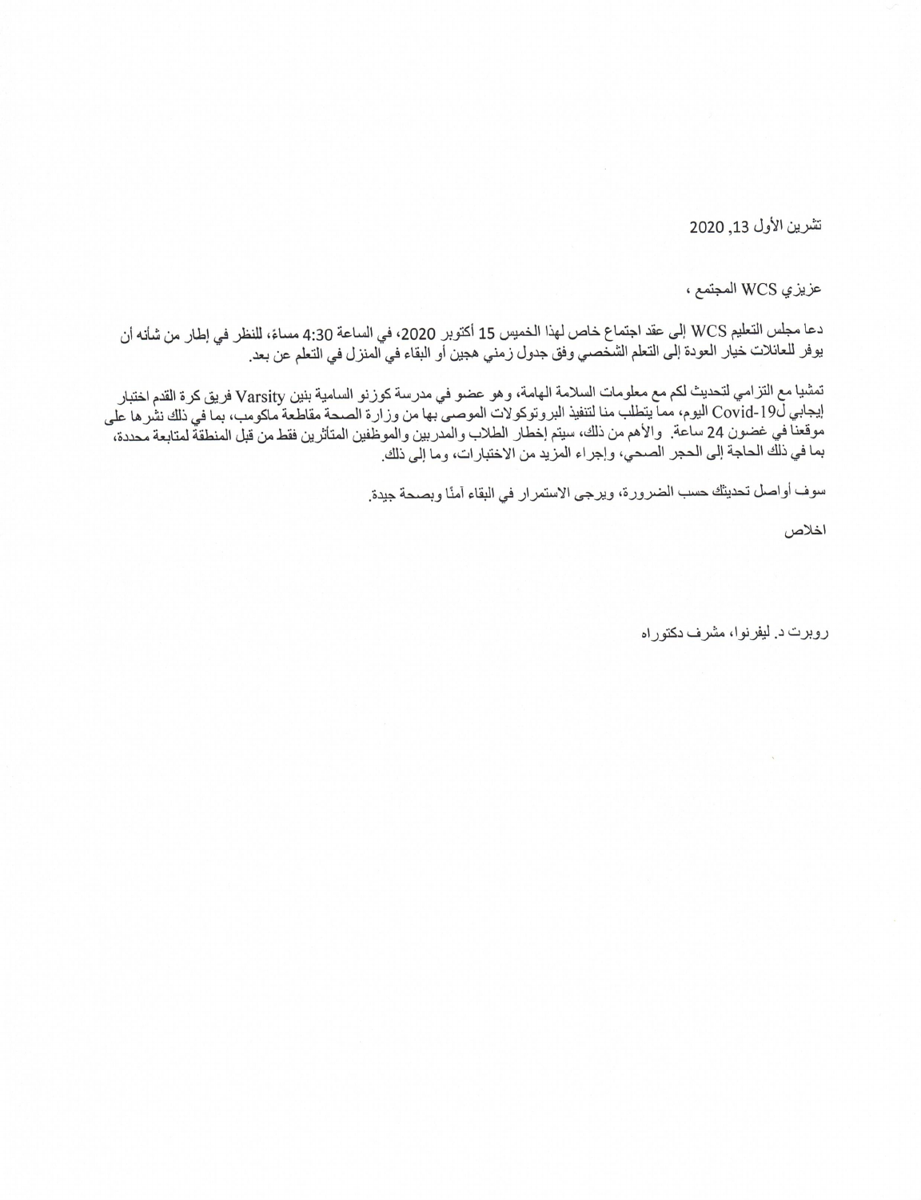تشرين الأول 13, 2020

عزيزي WCS المجتمع ،

دعا مجلس التعليم WCS إلى عقد اجتماع خاص لهذا الخميس 15 أكتوبر 2020، في الساعة 4:30 مساءً، للنظر في إطار من شأنه أن يوفر للعائلات خيار العودة إلى التعلم الشخصي وفق جدول زمني هجين أو البقاء في المنزل في التعلم عن بعد.

تمشيا مع التزامي لتحديث لكم مع معلومات السلامة الهامة، وهو عضو في مدرسة كوزنو السامية بنين Varsity فريق كرة القدم اختبار إيجابي لCovid-19 اليوم، مما يتطلب منا لتنفيذ البروتوكولات الموصى بها من وزارة الصحة مقاطعة ماكومب، بما في ذلك نشرها على موقعنا في غضون 24 ساعة. والأهم من ذلك، سيتم إخطار الطلاب والمدربين والموظفين المتأثرين فقط من قبل المنطقة لمتابعة محددة، بما في ذلك الحاجة إلى الحجر الصحي، وإجراء المزيد من الاختبارات، وما إلى ذلك.

سوف أواصل تحديثك حسب الضرورة، ويرجى الاستمرار في البقاء آمنًا وبصحة جيدة.

اخلاص

روبرت د. ليفرنوا، مشرف دكتوراه